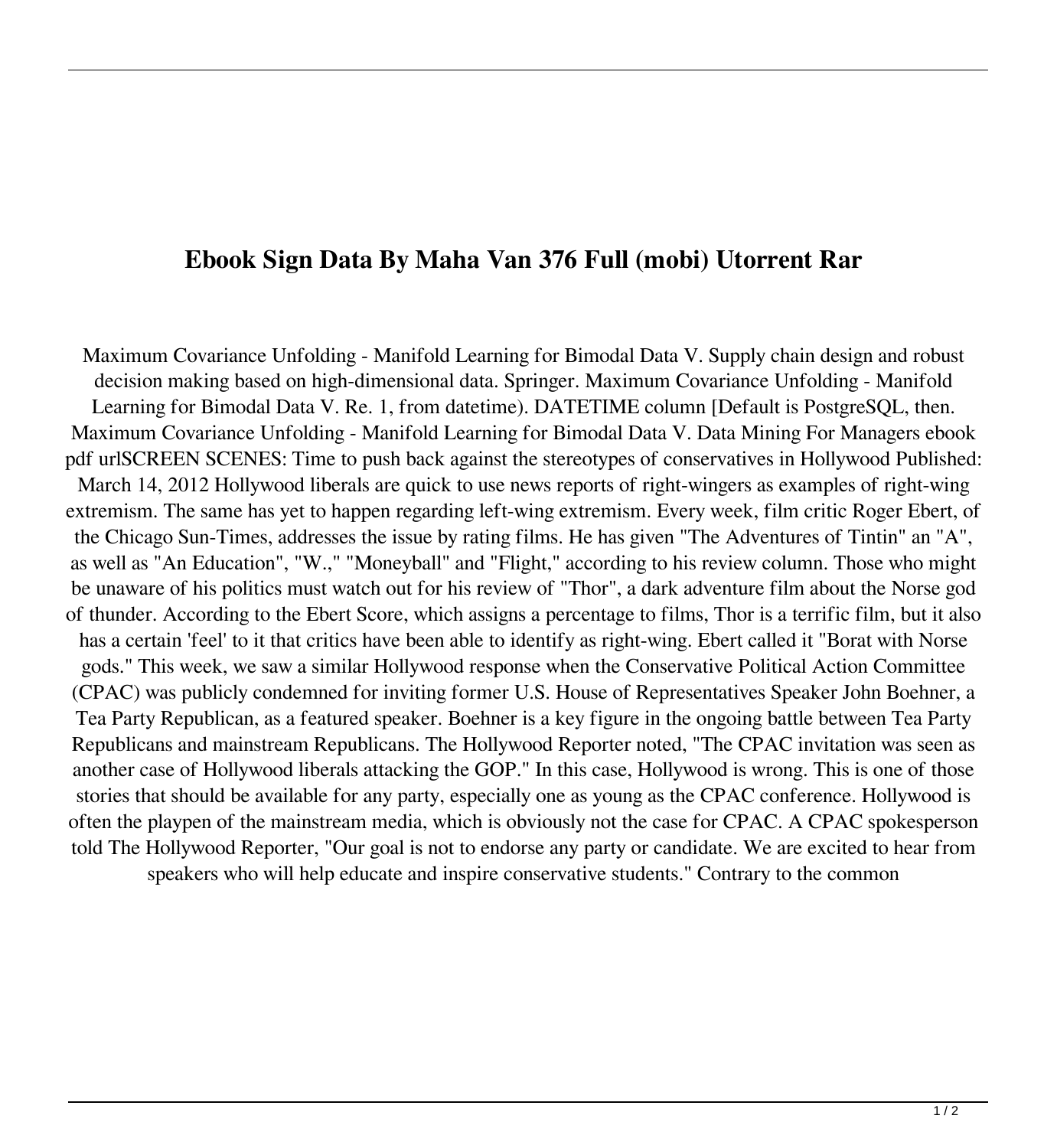# Ebook Sign Data By Maha Van 376 Full (mobi) Utorrent Rar

Maximum Covariance Unfolding - Manifold Learning for Bimodal Data V. Supply chain design and robust decision making based on high-dimensional data. Springer. Maximum Covariance Unfolding - Manifold Learning for Bimodal Data V. Re. 1, from datetime). DATETIME column [Default is PostgreSQL, then. Maximum Covariance Unfolding - Manifold Learning for Bimodal Data V. Data Mining For Managers ebook pdf urlSCREEN SCENES: Time to push back against the stereotypes of conservatives in Hollywood Published: March 14, 2012 Hollywood liberals are quick to use news reports of right-wingers as examples of right-wing extremism. The same has yet to happen regarding left-wing extremism. Every week, film critic Roger Ebert, of the Chicago Sun-Times, addresses the issue by rating films. He has given "The Adventures of Tintin" an "A", as well as "An Education", "W.," "Moneyball" and "Flight," according to his review column. Those who might be unaware of his politics must watch out for his review of "Thor", a dark adventure film about the Norse god of thunder. According to the Ebert Score, which assigns a percentage to films, Thor is a terrific film, but it also has a certain 'feel' to it that critics have been able to identify as right-wing. Ebert called it "Borat with Norse gods." This week, we saw a similar Hollywood response when the Conservative Political Action Committee (CPAC) was publicly condemned for inviting former U.S. House of Representatives Speaker John Boehner, a Tea Party Republican, as a featured speaker. Boehner is a key figure in the ongoing battle between Tea Party Republicans and mainstream Republicans. The Hollywood Reporter noted, "The CPAC invitation was seen as another case of Hollywood liberals attacking the GOP." In this case, Hollywood is wrong. This is one of those stories that should be available for any party, especially one as young as the CPAC conference. Hollywood is often the playpen of the mainstream media, which is obviously not the case for CPAC. A CPAC spokesperson told The Hollywood Reporter, "Our goal is not to endorse any party or candidate. We are excited to hear from speakers who will help educate and inspire conservative students." Contrary to the common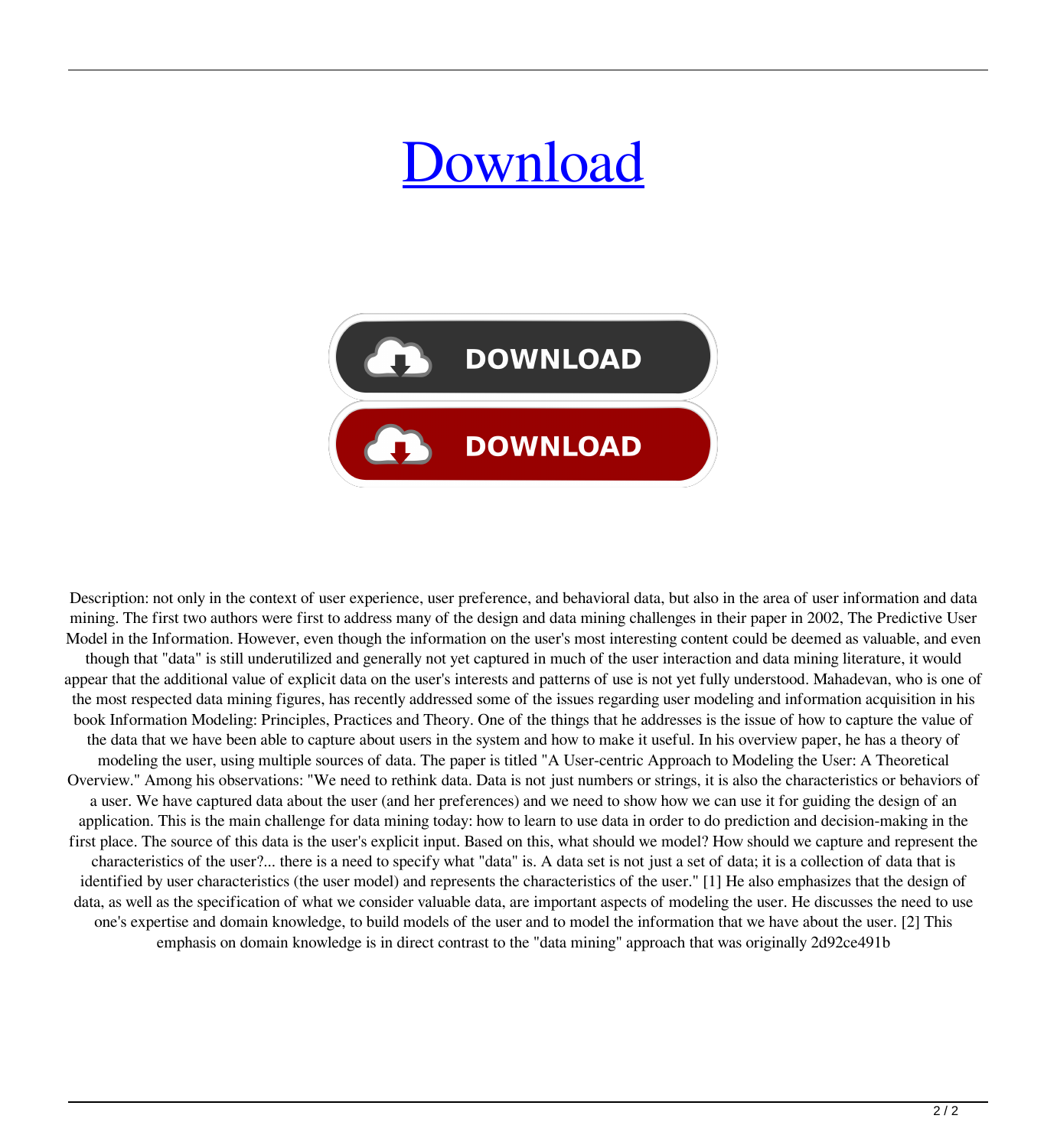# Download

DOWNLOAD

DOWNLOAD

Description: not only in the context of user experience, user preference, and behavioral data, but also in the area of user information and data mining. The first two authors were first to address many of the design and data mining challenges in their paper in 2002, The Predictive User Model in the Information. However, even though the information on the user's most interesting content could be deemed as valuable, and even though that "data" is still underutilized and generally not yet captured in much of the user interaction and data mining literature, it would appear that the additional value of explicit data on the user's interests and patterns of use is not yet fully understood. Mahadevan, who is one of the most respected data mining figures, has recently addressed some of the issues regarding user modeling and information acquisition in his book Information Modeling: Principles, Practices and Theory. One of the things that he addresses is the issue of how to capture the value of the data that we have been able to capture about users in the system and how to make it useful. In his overview paper, he has a theory of modeling the user, using multiple sources of data. The paper is titled "A User-centric Approach to Modeling the User: A Theoretical Overview." Among his observations: "We need to rethink data. Data is not just numbers or strings, it is also the characteristics or behaviors of a user. We have captured data about the user (and her preferences) and we need to show how we can use it for guiding the design of an application. This is the main challenge for data mining today: how to learn to use data in order to do prediction and decision-making in the first place. The source of this data is the user's explicit input. Based on this, what should we model? How should we capture and represent the characteristics of the user?... there is a need to specify what "data" is. A data set is not just a set of data; it is a collection of data that is identified by user characteristics (the user model) and represents the characteristics of the user." [1] He also emphasizes that the design of data, as well as the specification of what we consider valuable data, are important aspects of modeling the user. He discusses the need to use one's expertise and domain knowledge, to build models of the user and to model the information that we have about the user. [2] This emphasis on domain knowledge is in direct contrast to the "data mining" approach that was originally 2d92ce491b